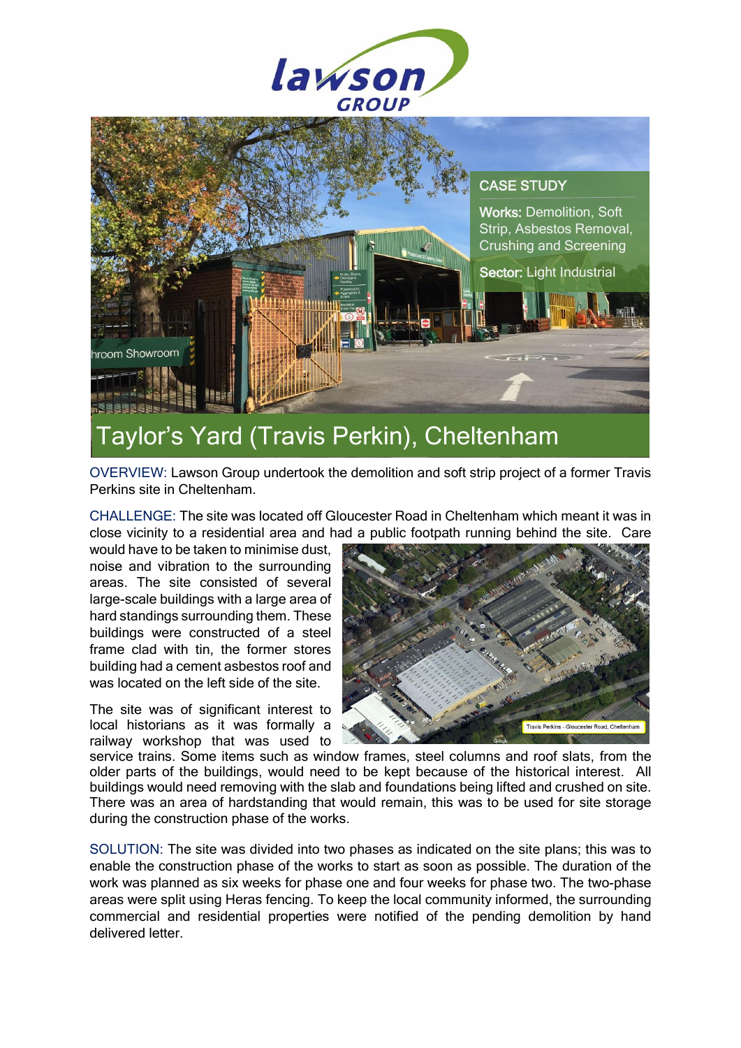# Taylor's Yard (Travis Perkin), Cheltenham

**CASE STUDY**

**Works:** Demolition, Soft Strip, Asbestos Removal, Crushing and Screening

**Sector:** Light Industrial

OVERVIEW: Lawson Group undertook the demolition and soft strip project of a former Travis Perkins site in Cheltenham.

CHALLENGE: The site was located off Gloucester Road in Cheltenham which meant it was in close vicinity to a residential area and had a public footpath running behind the site. Care would have to be taken to minimise dust, noise and vibration to the surrounding areas. The site consisted of several large-scale buildings with a large area of hard standings surrounding them. These buildings were constructed of a steel frame clad with tin, the former stores building had a cement asbestos roof and was located on the left side of the site.

The site was of significant interest to local historians as it was formally a railway workshop that was used to service trains. Some items such as window frames, steel columns and roof slats, from the older parts of the buildings, would need to be kept because of the historical interest. All buildings would need removing with the slab and foundations being lifted and crushed on site. There was an area of hardstanding that would remain, this was to be used for site storage during the construction phase of the works.

SOLUTION: The site was divided into two phases as indicated on the site plans; this was to enable the construction phase of the works to start as soon as possible. The duration of the work was planned as six weeks for phase one and four weeks for phase two. The two-phase areas were split using Heras fencing. To keep the local community informed, the surrounding commercial and residential properties were notified of the pending demolition by hand delivered letter.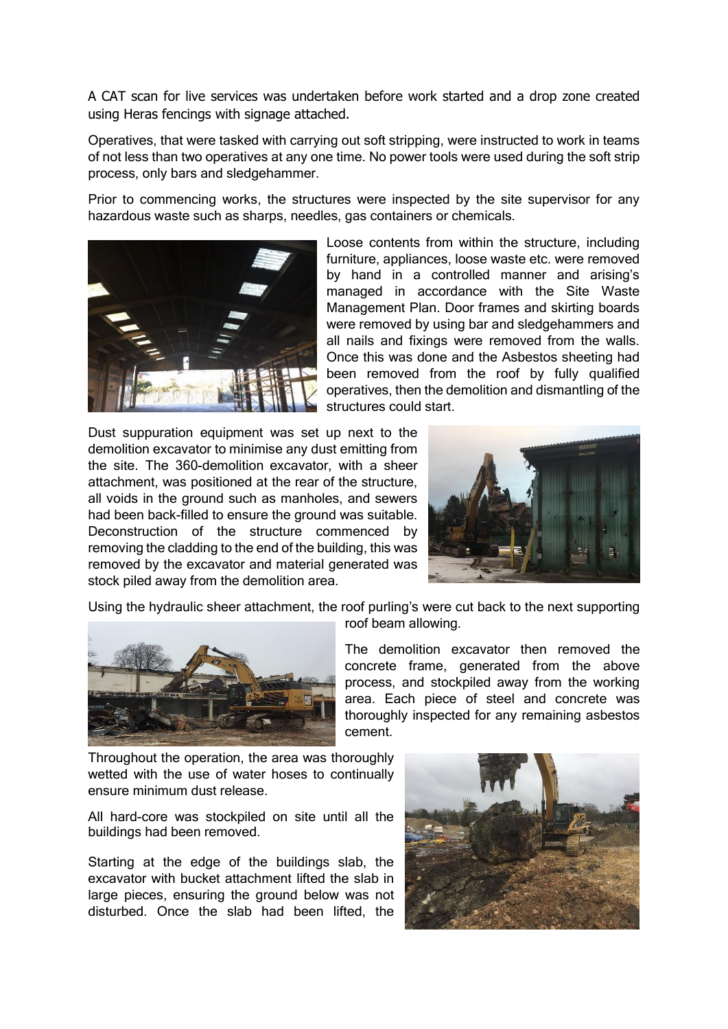A CAT scan for live services was undertaken before work started and a drop zone created using Heras fencings with signage attached.

Operatives, that were tasked with carrying out soft stripping, were instructed to work in teams of not less than two operatives at any one time. No power tools were used during the soft strip process, only bars and sledgehammer.

Prior to commencing works, the structures were inspected by the site supervisor for any hazardous waste such as sharps, needles, gas containers or chemicals.

Loose contents from within the structure, including furniture, appliances, loose waste etc. were removed by hand in a controlled manner and arising's managed in accordance with the Site Waste Management Plan. Door frames and skirting boards were removed by using bar and sledgehammers and all nails and fixings were removed from the walls. Once this was done and the Asbestos sheeting had been removed from the roof by fully qualified operatives, then the demolition and dismantling of the structures could start.

Dust suppuration equipment was set up next to the demolition excavator to minimise any dust emitting from the site. The 360-demolition excavator, with a sheer attachment, was positioned at the rear of the structure, all voids in the ground such as manholes, and sewers had been back-filled to ensure the ground was suitable. Deconstruction of the structure commenced by removing the cladding to the end of the building, this was removed by the excavator and material generated was stock piled away from the demolition area.

Using the hydraulic sheer attachment, the roof purling's were cut back to the next supporting roof beam allowing.

The demolition excavator then removed the concrete frame, generated from the above process, and stockpiled away from the working area. Each piece of steel and concrete was thoroughly inspected for any remaining asbestos cement.

Throughout the operation, the area was thoroughly wetted with the use of water hoses to continually ensure minimum dust release.

All hard-core was stockpiled on site until all the buildings had been removed.

Starting at the edge of the buildings slab, the excavator with bucket attachment lifted the slab in large pieces, ensuring the ground below was not disturbed. Once the slab had been lifted, the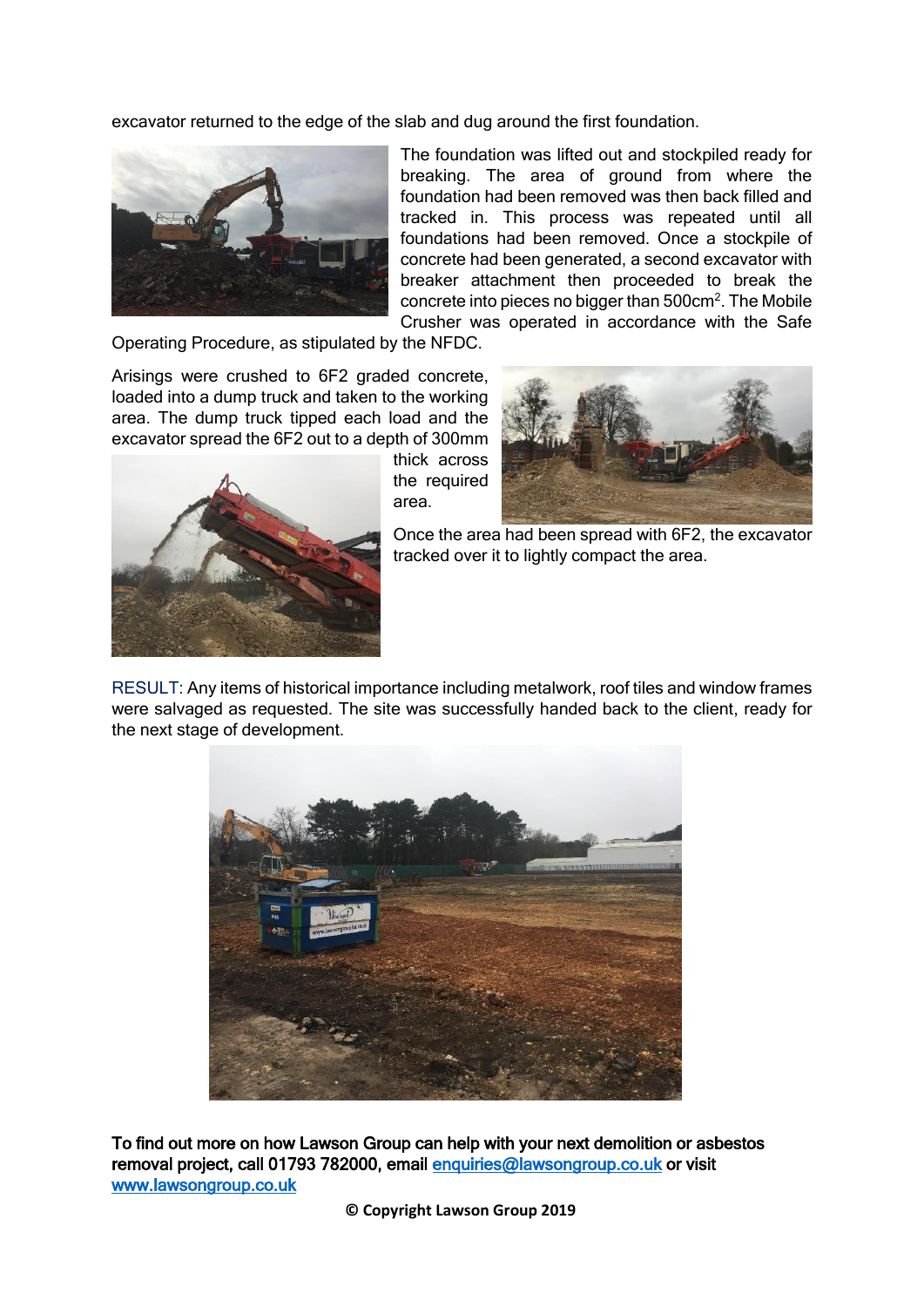excavator returned to the edge of the slab and dug around the first foundation.

The foundation was lifted out and stockpiled ready for breaking. The area of ground from where the foundation had been removed was then back filled and tracked in. This process was repeated until all foundations had been removed. Once a stockpile of concrete had been generated, a second excavator with breaker attachment then proceeded to break the concrete into pieces no bigger than 500cm$^2$. The Mobile Crusher was operated in accordance with the Safe Operating Procedure, as stipulated by the NFDC.

Arisings were crushed to 6F2 graded concrete, loaded into a dump truck and taken to the working area. The dump truck tipped each load and the excavator spread the 6F2 out to a depth of 300mm thick across the required area.

Once the area had been spread with 6F2, the excavator tracked over it to lightly compact the area.

RESULT: Any items of historical importance including metalwork, roof tiles and window frames were salvaged as requested. The site was successfully handed back to the client, ready for the next stage of development.

**To find out more on how Lawson Group can help with your next demolition or asbestos removal project, call 01793 782000, email [enquiries@lawsongroup.co.uk](mailto:enquiries@lawsongroup.co.uk) or visit [www.lawsongroup.co.uk](http://www.lawsongroup.co.uk)**

**© Copyright Lawson Group 2019**